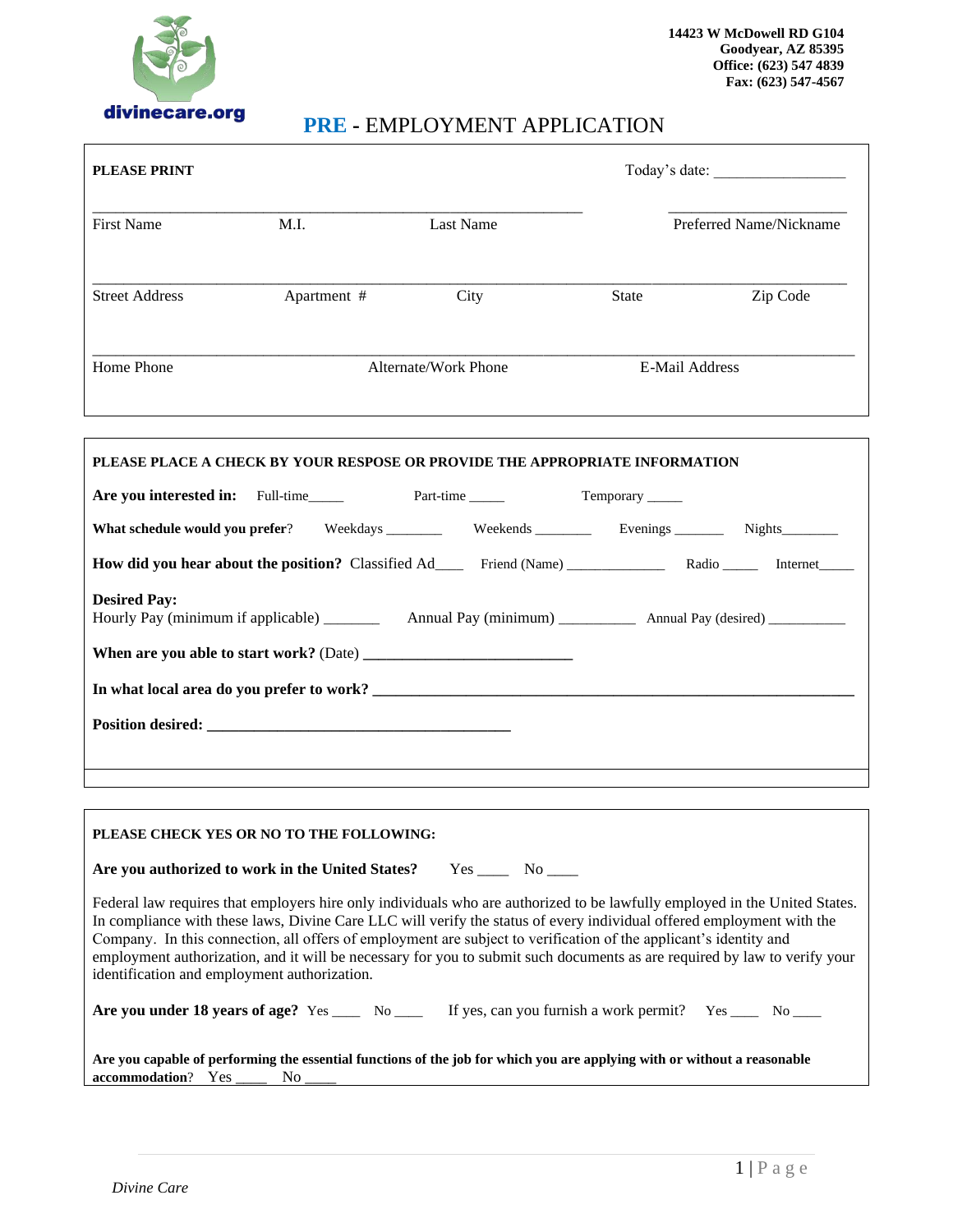14423 W McDowell RD G104
Goodyear, AZ 85395
Office: (623) 547 4839
Fax: (623) 547-4567

divinecare.org

# PRE - EMPLOYMENT APPLICATION

**PLEASE PRINT** Today's date: ________________

_____________________________________________ ______________________
First Name M.I. Last Name Preferred Name/Nickname

_________________________________________________________________________
Street Address Apartment # City State Zip Code

_________________________________________________________________________
Home Phone Alternate/Work Phone E-Mail Address

**PLEASE PLACE A CHECK BY YOUR RESPOSE OR PROVIDE THE APPROPRIATE INFORMATION**

**Are you interested in:** Full-time_____ Part-time _____ Temporary _____

**What schedule would you prefer**? Weekdays ________ Weekends ________ Evenings _______ Nights________

**How did you hear about the position?** Classified Ad____ Friend (Name) ______________ Radio _____ Internet_____

**Desired Pay:**
Hourly Pay (minimum if applicable) _______ Annual Pay (minimum) __________ Annual Pay (desired) ___________

**When are you able to start work?** (Date) ___________________________

**In what local area do you prefer to work?** _______________________________________________________________

**Position desired:** ________________________________________

**PLEASE CHECK YES OR NO TO THE FOLLOWING:**

**Are you authorized to work in the United States?** Yes ____ No ____

Federal law requires that employers hire only individuals who are authorized to be lawfully employed in the United States. In compliance with these laws, Divine Care LLC will verify the status of every individual offered employment with the Company. In this connection, all offers of employment are subject to verification of the applicant's identity and employment authorization, and it will be necessary for you to submit such documents as are required by law to verify your identification and employment authorization.

**Are you under 18 years of age?** Yes ____ No ____ If yes, can you furnish a work permit? Yes ____ No ____

**Are you capable of performing the essential functions of the job for which you are applying with or without a reasonable accommodation**? Yes ____ No ____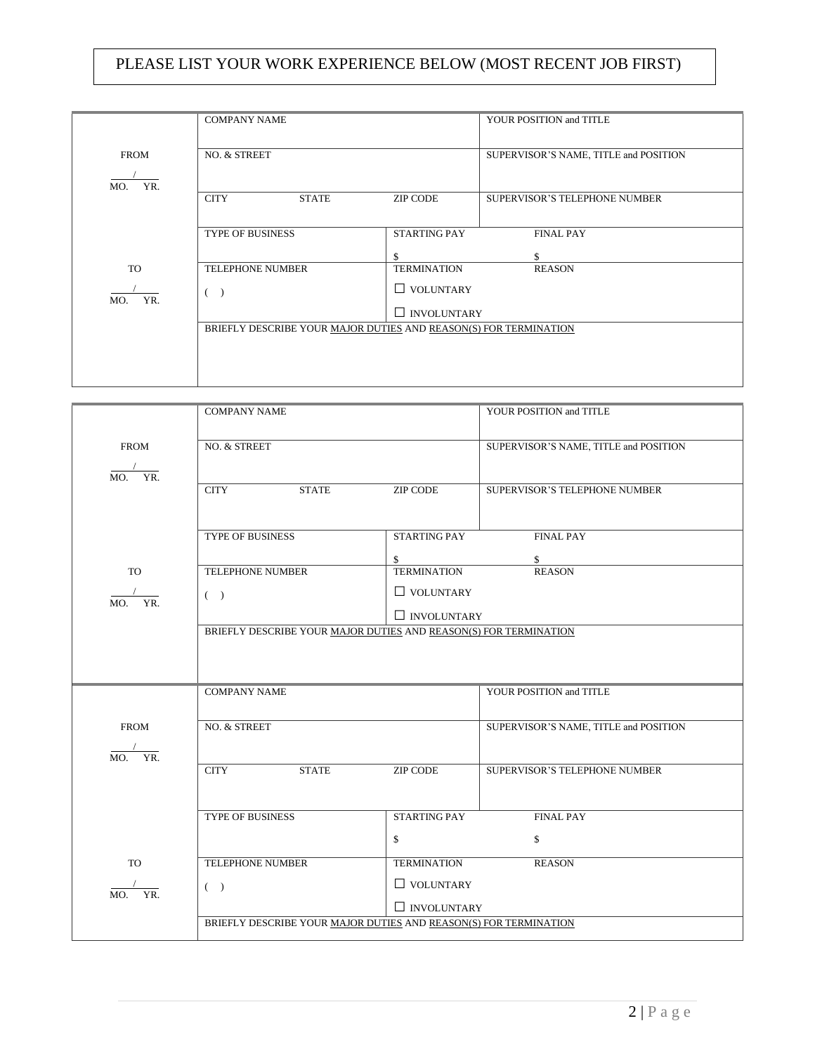**PLEASE LIST YOUR WORK EXPERIENCE BELOW (MOST RECENT JOB FIRST)**

| | | | | |
|---|---|---|---|---|
| | COMPANY NAME | | | YOUR POSITION and TITLE |
| FROM<br>___/___<br>MO. YR. | NO. & STREET | | | SUPERVISOR'S NAME, TITLE and POSITION |
| | CITY | STATE | ZIP CODE | SUPERVISOR'S TELEPHONE NUMBER |
| | TYPE OF BUSINESS | | STARTING PAY<br>$ | FINAL PAY<br>$ |
| TO<br>___/___<br>MO. YR. | TELEPHONE NUMBER<br>( ) | | TERMINATION<br>☐ VOLUNTARY<br>☐ INVOLUNTARY | REASON |
| | BRIEFLY DESCRIBE YOUR MAJOR DUTIES AND REASON(S) FOR TERMINATION | | | |

| | | | | |
|---|---|---|---|---|
| | COMPANY NAME | | | YOUR POSITION and TITLE |
| FROM<br>___/___<br>MO. YR. | NO. & STREET | | | SUPERVISOR'S NAME, TITLE and POSITION |
| | CITY | STATE | ZIP CODE | SUPERVISOR'S TELEPHONE NUMBER |
| | TYPE OF BUSINESS | | STARTING PAY<br>$ | FINAL PAY<br>$ |
| TO<br>___/___<br>MO. YR. | TELEPHONE NUMBER<br>( ) | | TERMINATION<br>☐ VOLUNTARY<br>☐ INVOLUNTARY | REASON |
| | BRIEFLY DESCRIBE YOUR MAJOR DUTIES AND REASON(S) FOR TERMINATION | | | |

| | | | | |
|---|---|---|---|---|
| | COMPANY NAME | | | YOUR POSITION and TITLE |
| FROM<br>___/___<br>MO. YR. | NO. & STREET | | | SUPERVISOR'S NAME, TITLE and POSITION |
| | CITY | STATE | ZIP CODE | SUPERVISOR'S TELEPHONE NUMBER |
| | TYPE OF BUSINESS | | STARTING PAY<br>$ | FINAL PAY<br>$ |
| TO<br>___/___<br>MO. YR. | TELEPHONE NUMBER<br>( ) | | TERMINATION<br>☐ VOLUNTARY<br>☐ INVOLUNTARY | REASON |
| | BRIEFLY DESCRIBE YOUR MAJOR DUTIES AND REASON(S) FOR TERMINATION | | | |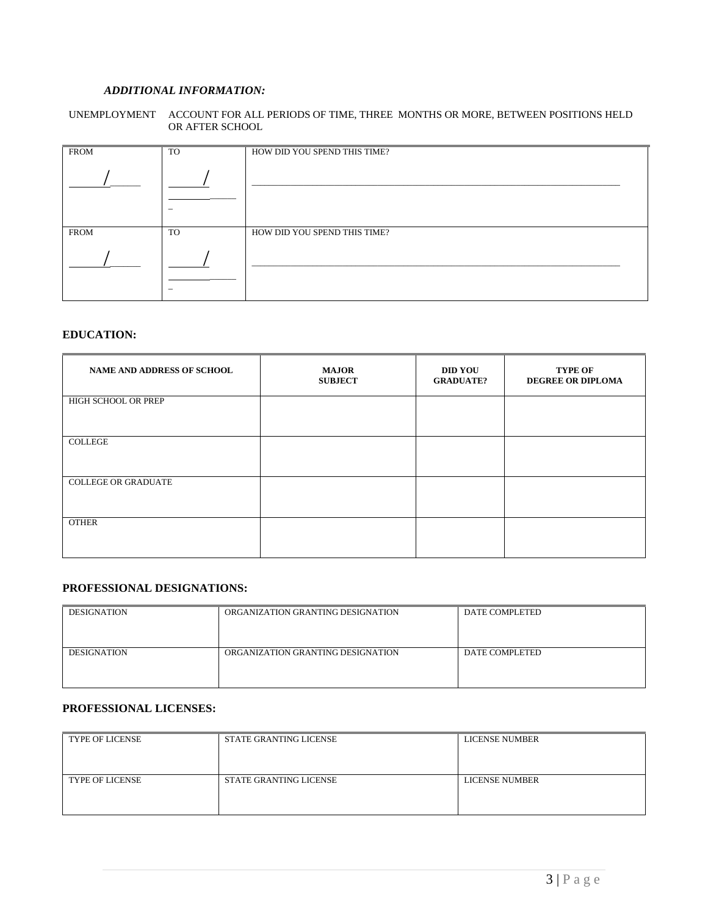***ADDITIONAL INFORMATION:***

UNEMPLOYMENT ACCOUNT FOR ALL PERIODS OF TIME, THREE MONTHS OR MORE, BETWEEN POSITIONS HELD OR AFTER SCHOOL

| FROM | TO | HOW DID YOU SPEND THIS TIME? |
|---|---|---|
| ____/____ | ____/____ | ______________________________ |
| FROM | TO | HOW DID YOU SPEND THIS TIME? |
| ____/____ | ____/____ | ______________________________ |

## EDUCATION:

| NAME AND ADDRESS OF SCHOOL | MAJOR SUBJECT | DID YOU GRADUATE? | TYPE OF DEGREE OR DIPLOMA |
|---|---|---|---|
| HIGH SCHOOL OR PREP | | | |
| COLLEGE | | | |
| COLLEGE OR GRADUATE | | | |
| OTHER | | | |

## PROFESSIONAL DESIGNATIONS:

| DESIGNATION | ORGANIZATION GRANTING DESIGNATION | DATE COMPLETED |
|---|---|---|
| DESIGNATION | ORGANIZATION GRANTING DESIGNATION | DATE COMPLETED |

## PROFESSIONAL LICENSES:

| TYPE OF LICENSE | STATE GRANTING LICENSE | LICENSE NUMBER |
|---|---|---|
| TYPE OF LICENSE | STATE GRANTING LICENSE | LICENSE NUMBER |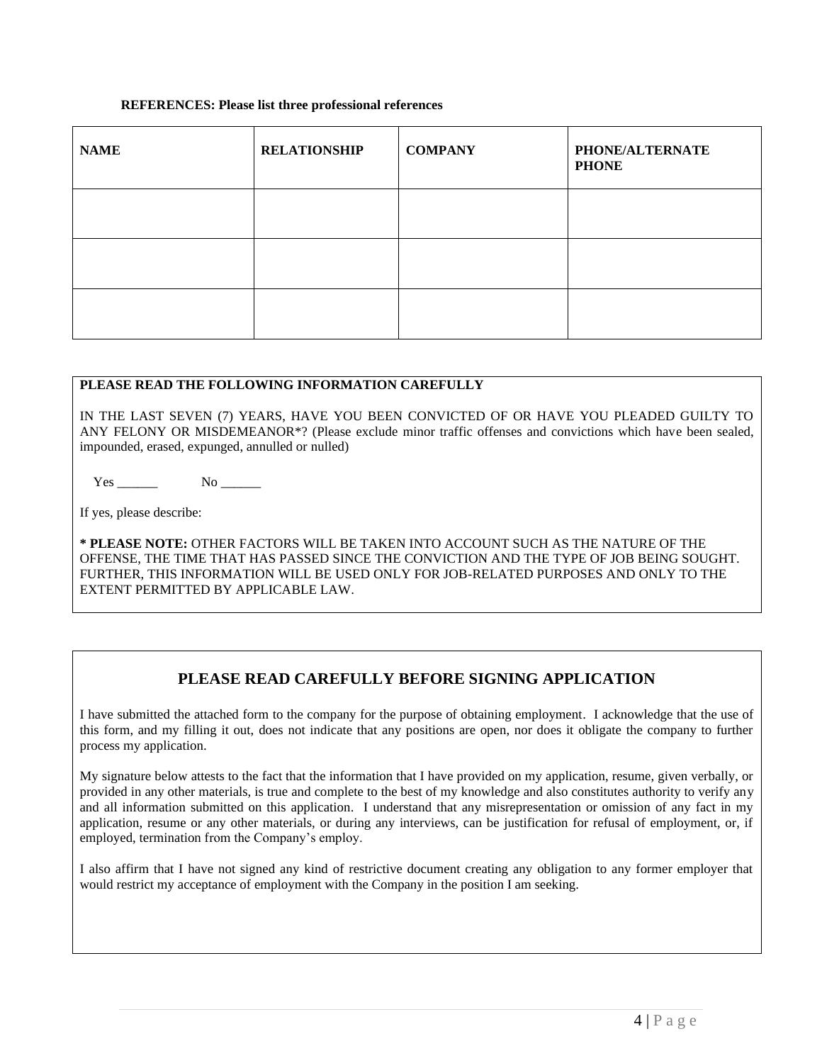**REFERENCES: Please list three professional references**

| NAME | RELATIONSHIP | COMPANY | PHONE/ALTERNATE PHONE |
|---|---|---|---|
| | | | |
| | | | |
| | | | |

**PLEASE READ THE FOLLOWING INFORMATION CAREFULLY**

IN THE LAST SEVEN (7) YEARS, HAVE YOU BEEN CONVICTED OF OR HAVE YOU PLEADED GUILTY TO ANY FELONY OR MISDEMEANOR*? (Please exclude minor traffic offenses and convictions which have been sealed, impounded, erased, expunged, annulled or nulled)

Yes ______ No ______

If yes, please describe:

**\* PLEASE NOTE:** OTHER FACTORS WILL BE TAKEN INTO ACCOUNT SUCH AS THE NATURE OF THE OFFENSE, THE TIME THAT HAS PASSED SINCE THE CONVICTION AND THE TYPE OF JOB BEING SOUGHT. FURTHER, THIS INFORMATION WILL BE USED ONLY FOR JOB-RELATED PURPOSES AND ONLY TO THE EXTENT PERMITTED BY APPLICABLE LAW.

## PLEASE READ CAREFULLY BEFORE SIGNING APPLICATION

I have submitted the attached form to the company for the purpose of obtaining employment. I acknowledge that the use of this form, and my filling it out, does not indicate that any positions are open, nor does it obligate the company to further process my application.

My signature below attests to the fact that the information that I have provided on my application, resume, given verbally, or provided in any other materials, is true and complete to the best of my knowledge and also constitutes authority to verify any and all information submitted on this application. I understand that any misrepresentation or omission of any fact in my application, resume or any other materials, or during any interviews, can be justification for refusal of employment, or, if employed, termination from the Company's employ.

I also affirm that I have not signed any kind of restrictive document creating any obligation to any former employer that would restrict my acceptance of employment with the Company in the position I am seeking.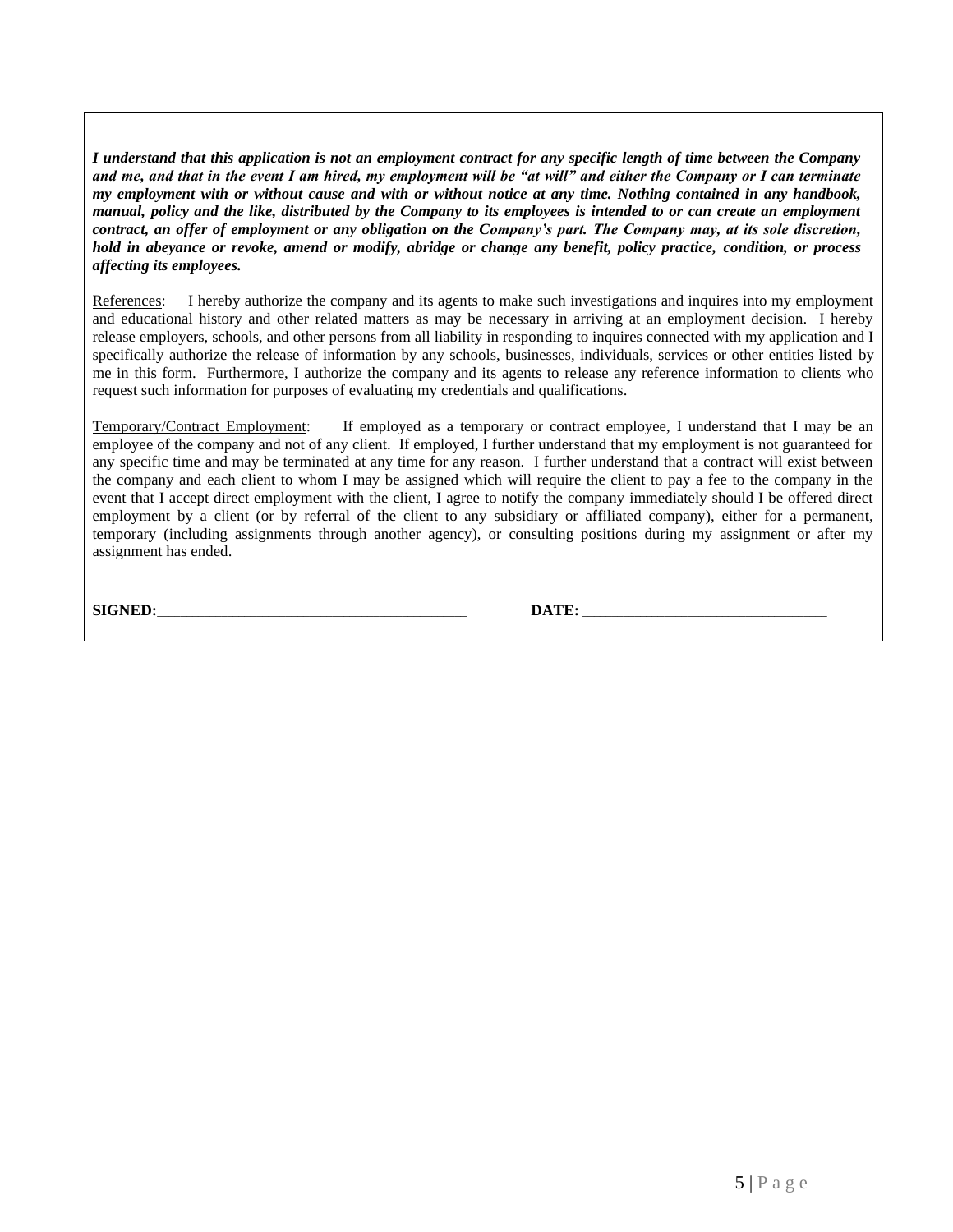***I understand that this application is not an employment contract for any specific length of time between the Company and me, and that in the event I am hired, my employment will be "at will" and either the Company or I can terminate my employment with or without cause and with or without notice at any time. Nothing contained in any handbook, manual, policy and the like, distributed by the Company to its employees is intended to or can create an employment contract, an offer of employment or any obligation on the Company's part. The Company may, at its sole discretion, hold in abeyance or revoke, amend or modify, abridge or change any benefit, policy practice, condition, or process affecting its employees.***

<u>References</u>: I hereby authorize the company and its agents to make such investigations and inquires into my employment and educational history and other related matters as may be necessary in arriving at an employment decision. I hereby release employers, schools, and other persons from all liability in responding to inquires connected with my application and I specifically authorize the release of information by any schools, businesses, individuals, services or other entities listed by me in this form. Furthermore, I authorize the company and its agents to release any reference information to clients who request such information for purposes of evaluating my credentials and qualifications.

<u>Temporary/Contract Employment</u>: If employed as a temporary or contract employee, I understand that I may be an employee of the company and not of any client. If employed, I further understand that my employment is not guaranteed for any specific time and may be terminated at any time for any reason. I further understand that a contract will exist between the company and each client to whom I may be assigned which will require the client to pay a fee to the company in the event that I accept direct employment with the client, I agree to notify the company immediately should I be offered direct employment by a client (or by referral of the client to any subsidiary or affiliated company), either for a permanent, temporary (including assignments through another agency), or consulting positions during my assignment or after my assignment has ended.

**SIGNED:**________________________________________ **DATE:** _______________________________